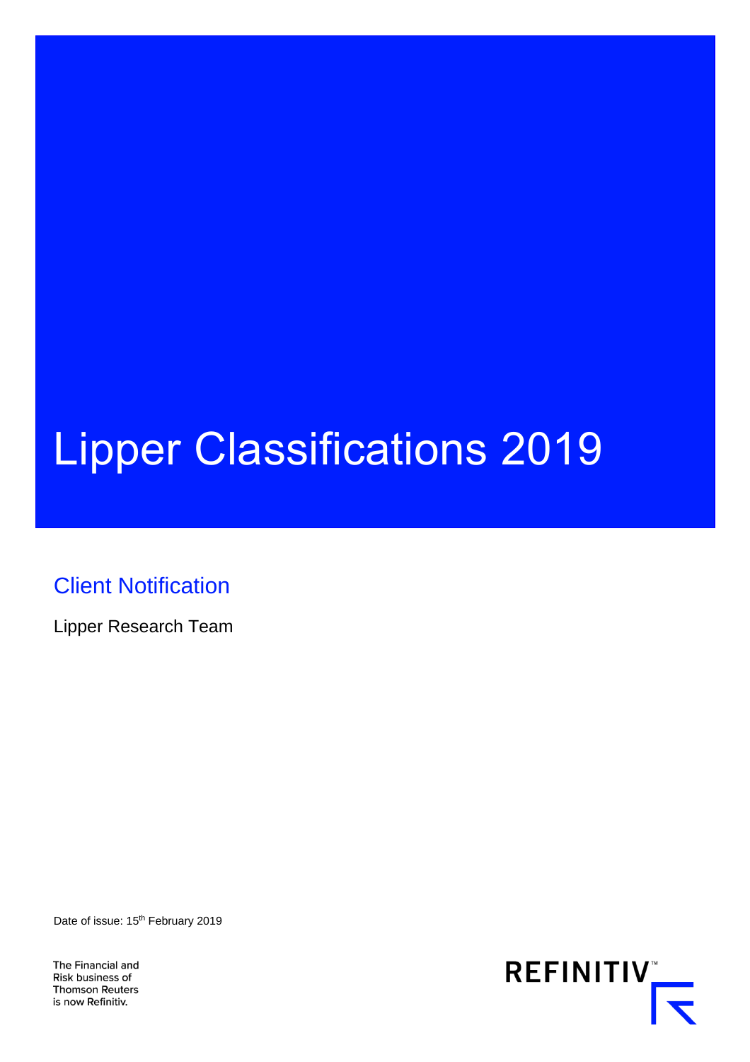# Lipper Classifications 2019

## Client Notification

Lipper Research Team

Date of issue: 15th February 2019

The Financial and Risk business of Thomson Reuters is now Refinitiv.

REFINITIV™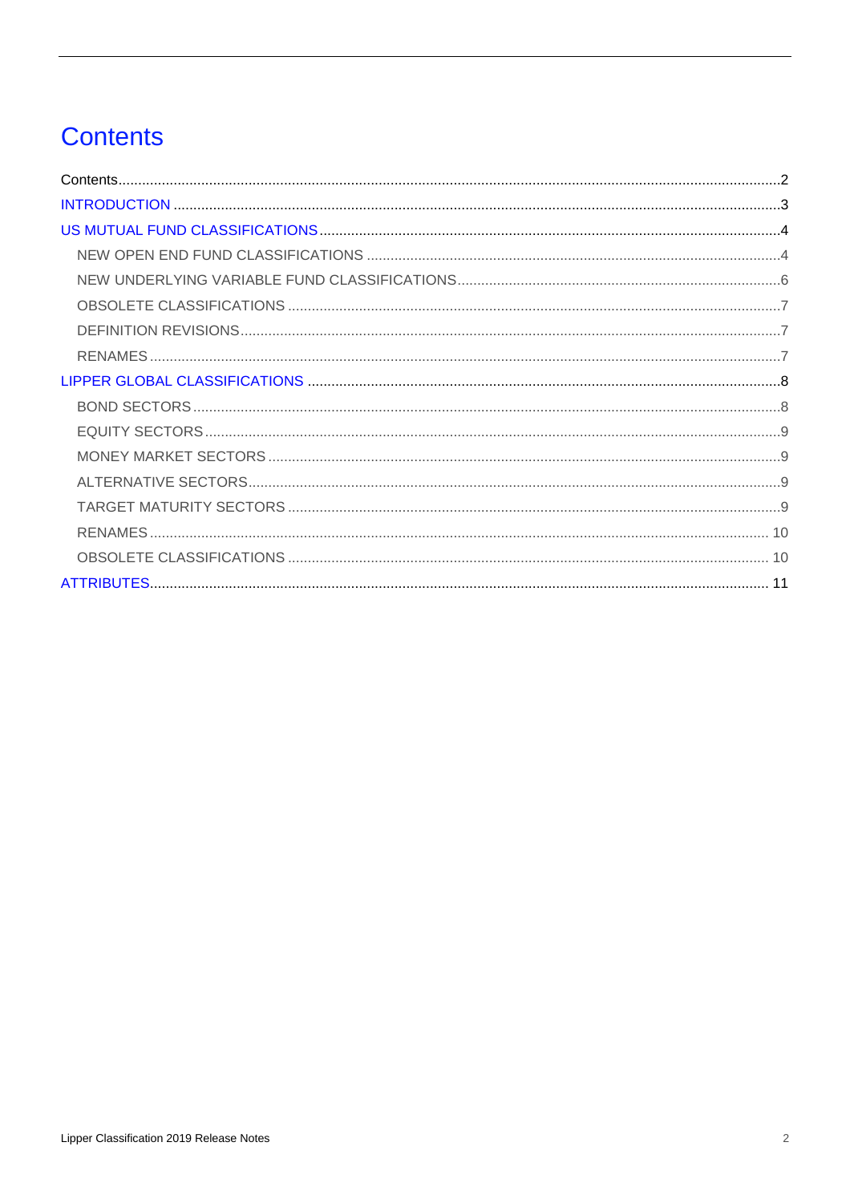# Contents

Contents .......... 2

INTRODUCTION .......... 3

US MUTUAL FUND CLASSIFICATIONS .......... 4

- NEW OPEN END FUND CLASSIFICATIONS .......... 4
- NEW UNDERLYING VARIABLE FUND CLASSIFICATIONS .......... 6
- OBSOLETE CLASSIFICATIONS .......... 7
- DEFINITION REVISIONS .......... 7
- RENAMES .......... 7

LIPPER GLOBAL CLASSIFICATIONS .......... 8

- BOND SECTORS .......... 8
- EQUITY SECTORS .......... 9
- MONEY MARKET SECTORS .......... 9
- ALTERNATIVE SECTORS .......... 9
- TARGET MATURITY SECTORS .......... 9
- RENAMES .......... 10
- OBSOLETE CLASSIFICATIONS .......... 10

ATTRIBUTES .......... 11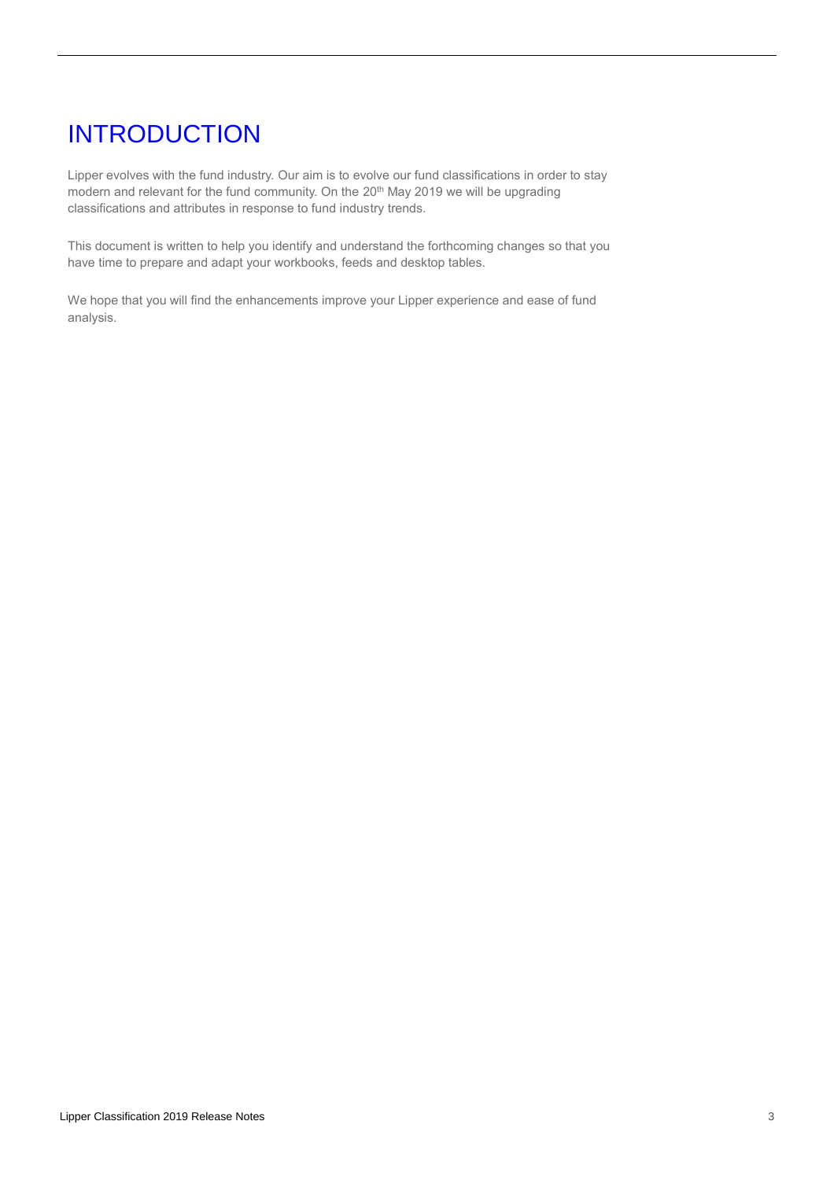# INTRODUCTION

Lipper evolves with the fund industry. Our aim is to evolve our fund classifications in order to stay modern and relevant for the fund community. On the 20th May 2019 we will be upgrading classifications and attributes in response to fund industry trends.

This document is written to help you identify and understand the forthcoming changes so that you have time to prepare and adapt your workbooks, feeds and desktop tables.

We hope that you will find the enhancements improve your Lipper experience and ease of fund analysis.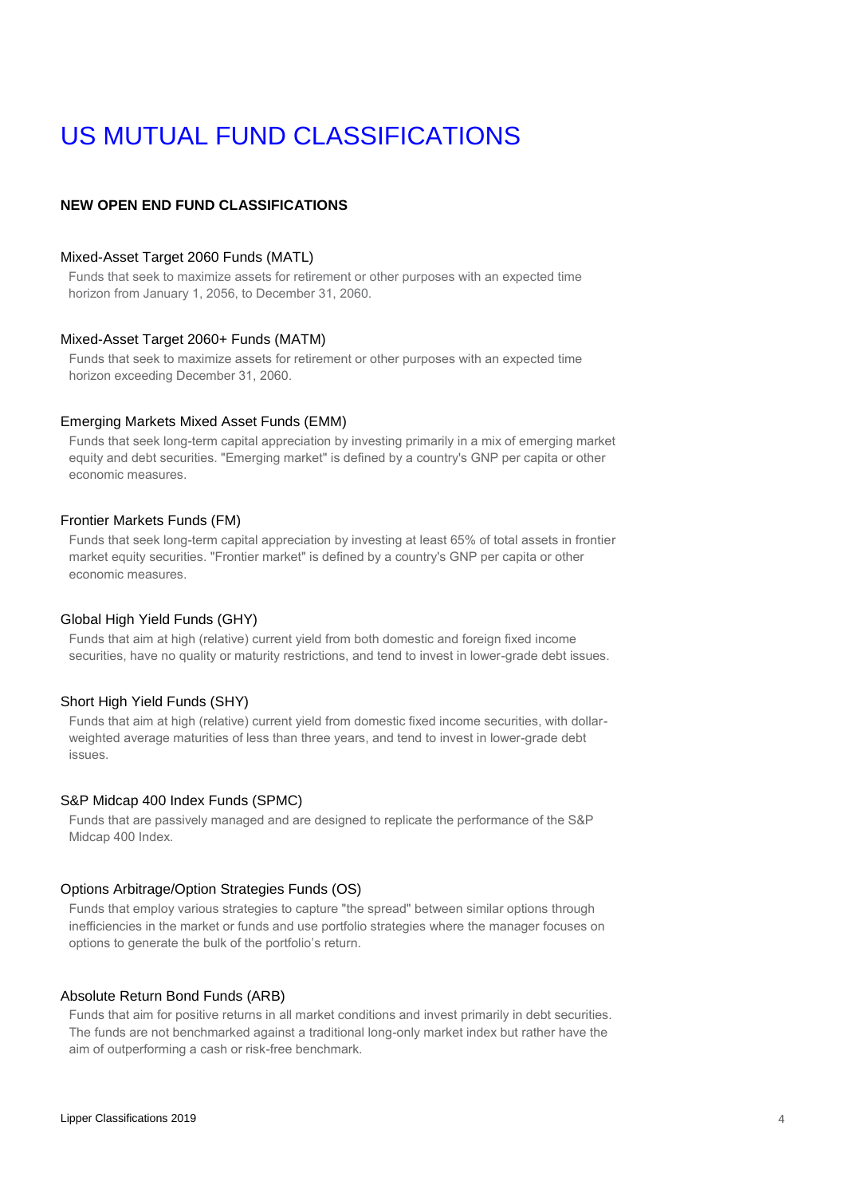# US MUTUAL FUND CLASSIFICATIONS

## NEW OPEN END FUND CLASSIFICATIONS

### Mixed-Asset Target 2060 Funds (MATL)

Funds that seek to maximize assets for retirement or other purposes with an expected time horizon from January 1, 2056, to December 31, 2060.

### Mixed-Asset Target 2060+ Funds (MATM)

Funds that seek to maximize assets for retirement or other purposes with an expected time horizon exceeding December 31, 2060.

### Emerging Markets Mixed Asset Funds (EMM)

Funds that seek long-term capital appreciation by investing primarily in a mix of emerging market equity and debt securities. "Emerging market" is defined by a country's GNP per capita or other economic measures.

### Frontier Markets Funds (FM)

Funds that seek long-term capital appreciation by investing at least 65% of total assets in frontier market equity securities. "Frontier market" is defined by a country's GNP per capita or other economic measures.

### Global High Yield Funds (GHY)

Funds that aim at high (relative) current yield from both domestic and foreign fixed income securities, have no quality or maturity restrictions, and tend to invest in lower-grade debt issues.

### Short High Yield Funds (SHY)

Funds that aim at high (relative) current yield from domestic fixed income securities, with dollar-weighted average maturities of less than three years, and tend to invest in lower-grade debt issues.

### S&P Midcap 400 Index Funds (SPMC)

Funds that are passively managed and are designed to replicate the performance of the S&P Midcap 400 Index.

### Options Arbitrage/Option Strategies Funds (OS)

Funds that employ various strategies to capture "the spread" between similar options through inefficiencies in the market or funds and use portfolio strategies where the manager focuses on options to generate the bulk of the portfolio's return.

### Absolute Return Bond Funds (ARB)

Funds that aim for positive returns in all market conditions and invest primarily in debt securities. The funds are not benchmarked against a traditional long-only market index but rather have the aim of outperforming a cash or risk-free benchmark.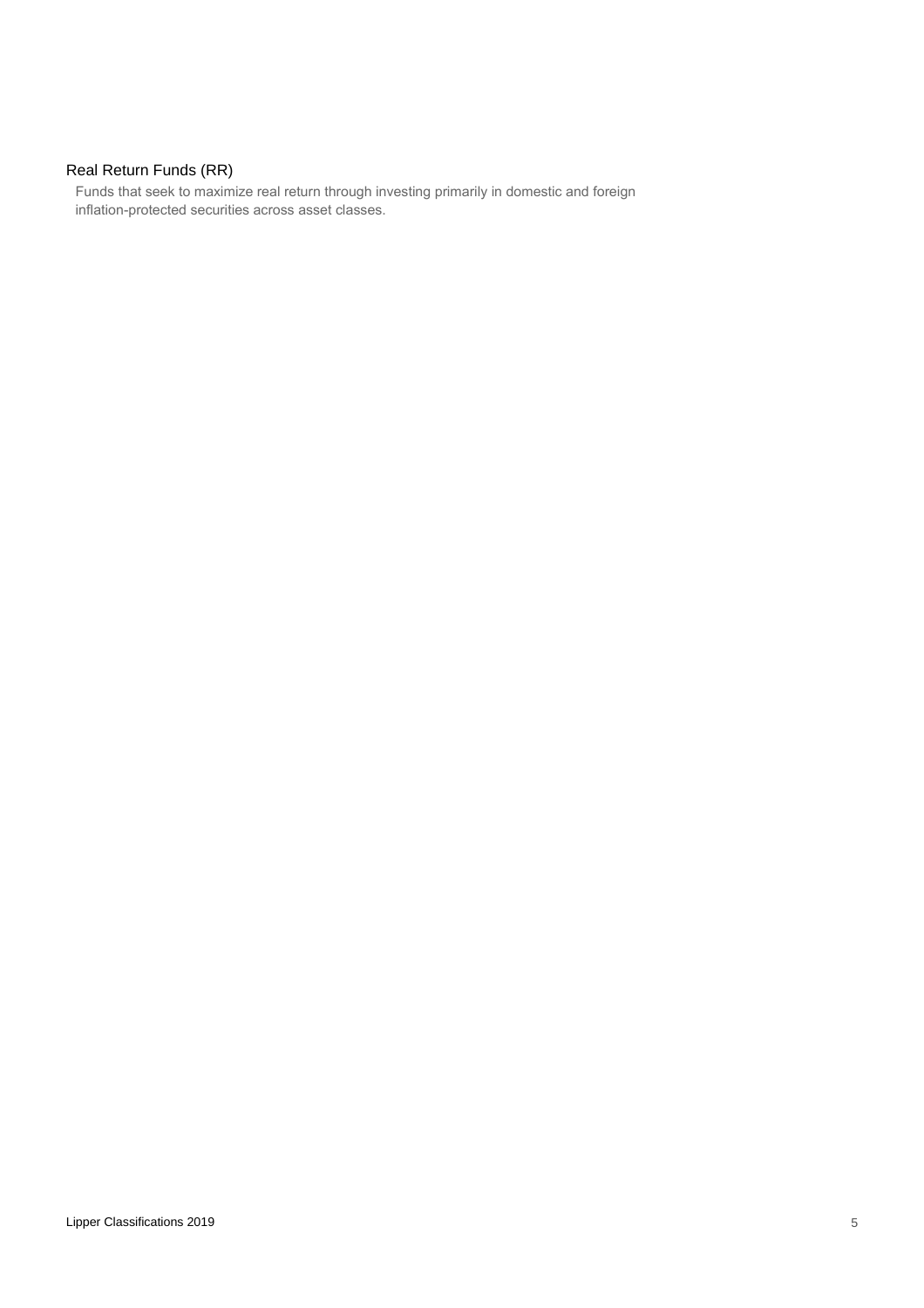### Real Return Funds (RR)

Funds that seek to maximize real return through investing primarily in domestic and foreign inflation-protected securities across asset classes.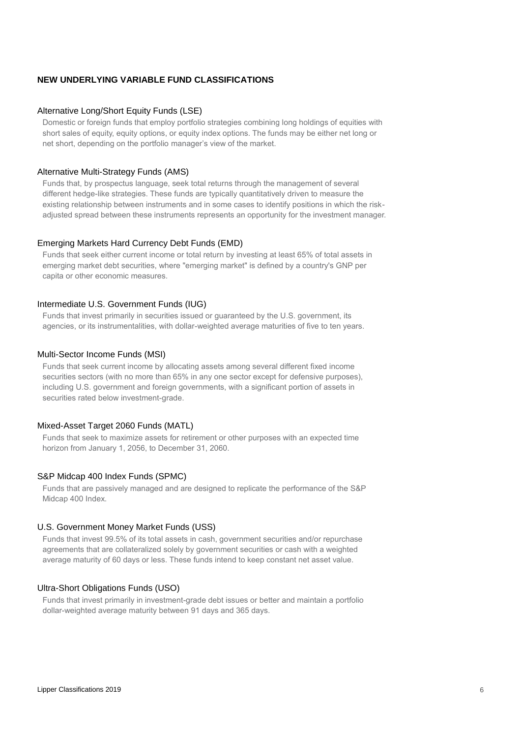## NEW UNDERLYING VARIABLE FUND CLASSIFICATIONS

### Alternative Long/Short Equity Funds (LSE)

Domestic or foreign funds that employ portfolio strategies combining long holdings of equities with short sales of equity, equity options, or equity index options. The funds may be either net long or net short, depending on the portfolio manager's view of the market.

### Alternative Multi-Strategy Funds (AMS)

Funds that, by prospectus language, seek total returns through the management of several different hedge-like strategies. These funds are typically quantitatively driven to measure the existing relationship between instruments and in some cases to identify positions in which the risk-adjusted spread between these instruments represents an opportunity for the investment manager.

### Emerging Markets Hard Currency Debt Funds (EMD)

Funds that seek either current income or total return by investing at least 65% of total assets in emerging market debt securities, where "emerging market" is defined by a country's GNP per capita or other economic measures.

### Intermediate U.S. Government Funds (IUG)

Funds that invest primarily in securities issued or guaranteed by the U.S. government, its agencies, or its instrumentalities, with dollar-weighted average maturities of five to ten years.

### Multi-Sector Income Funds (MSI)

Funds that seek current income by allocating assets among several different fixed income securities sectors (with no more than 65% in any one sector except for defensive purposes), including U.S. government and foreign governments, with a significant portion of assets in securities rated below investment-grade.

### Mixed-Asset Target 2060 Funds (MATL)

Funds that seek to maximize assets for retirement or other purposes with an expected time horizon from January 1, 2056, to December 31, 2060.

### S&P Midcap 400 Index Funds (SPMC)

Funds that are passively managed and are designed to replicate the performance of the S&P Midcap 400 Index.

### U.S. Government Money Market Funds (USS)

Funds that invest 99.5% of its total assets in cash, government securities and/or repurchase agreements that are collateralized solely by government securities or cash with a weighted average maturity of 60 days or less. These funds intend to keep constant net asset value.

### Ultra-Short Obligations Funds (USO)

Funds that invest primarily in investment-grade debt issues or better and maintain a portfolio dollar-weighted average maturity between 91 days and 365 days.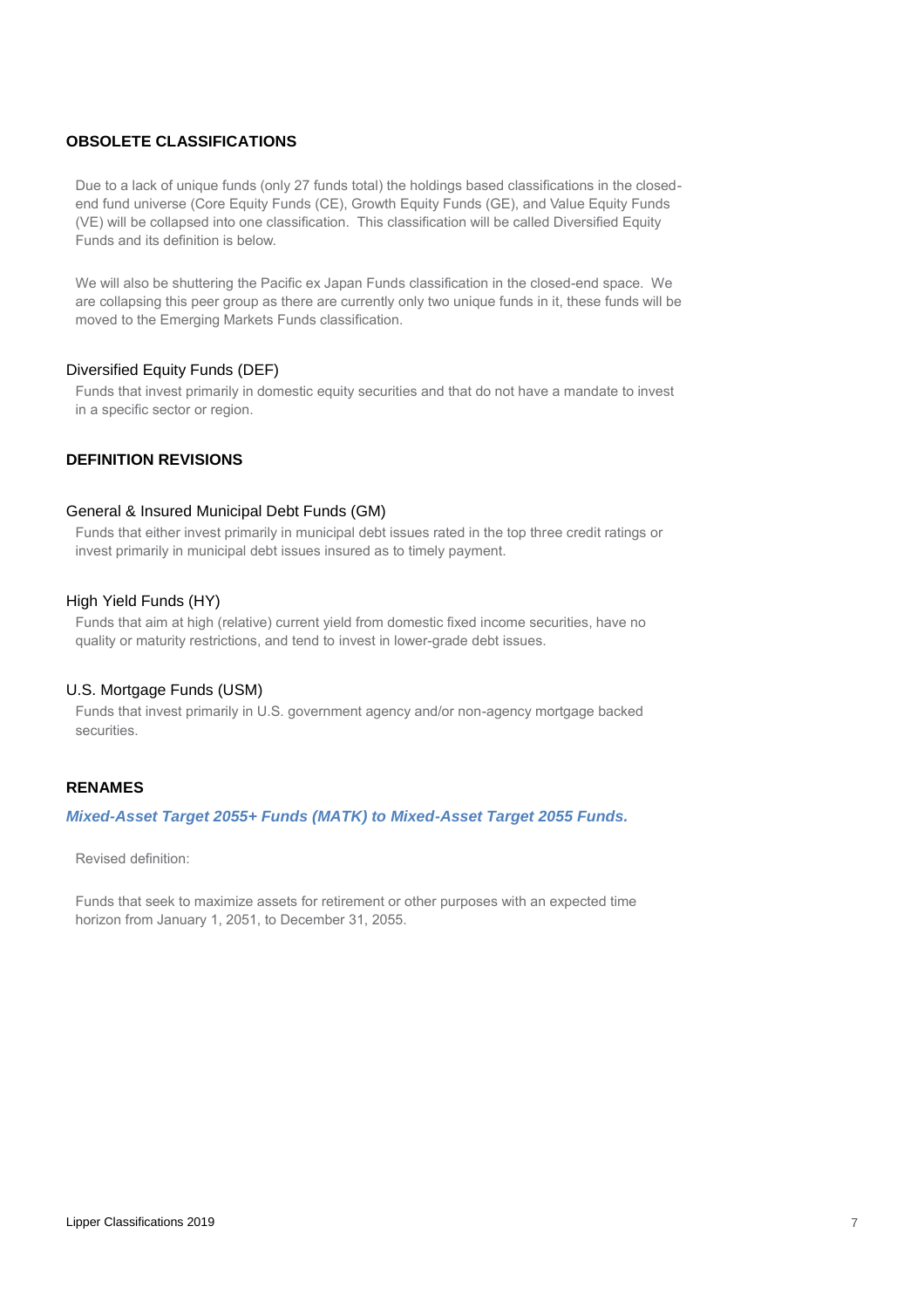## OBSOLETE CLASSIFICATIONS

Due to a lack of unique funds (only 27 funds total) the holdings based classifications in the closed-end fund universe (Core Equity Funds (CE), Growth Equity Funds (GE), and Value Equity Funds (VE) will be collapsed into one classification. This classification will be called Diversified Equity Funds and its definition is below.

We will also be shuttering the Pacific ex Japan Funds classification in the closed-end space. We are collapsing this peer group as there are currently only two unique funds in it, these funds will be moved to the Emerging Markets Funds classification.

### Diversified Equity Funds (DEF)

Funds that invest primarily in domestic equity securities and that do not have a mandate to invest in a specific sector or region.

## DEFINITION REVISIONS

### General & Insured Municipal Debt Funds (GM)

Funds that either invest primarily in municipal debt issues rated in the top three credit ratings or invest primarily in municipal debt issues insured as to timely payment.

### High Yield Funds (HY)

Funds that aim at high (relative) current yield from domestic fixed income securities, have no quality or maturity restrictions, and tend to invest in lower-grade debt issues.

### U.S. Mortgage Funds (USM)

Funds that invest primarily in U.S. government agency and/or non-agency mortgage backed securities.

## RENAMES

***Mixed-Asset Target 2055+ Funds (MATK) to Mixed-Asset Target 2055 Funds.***

Revised definition:

Funds that seek to maximize assets for retirement or other purposes with an expected time horizon from January 1, 2051, to December 31, 2055.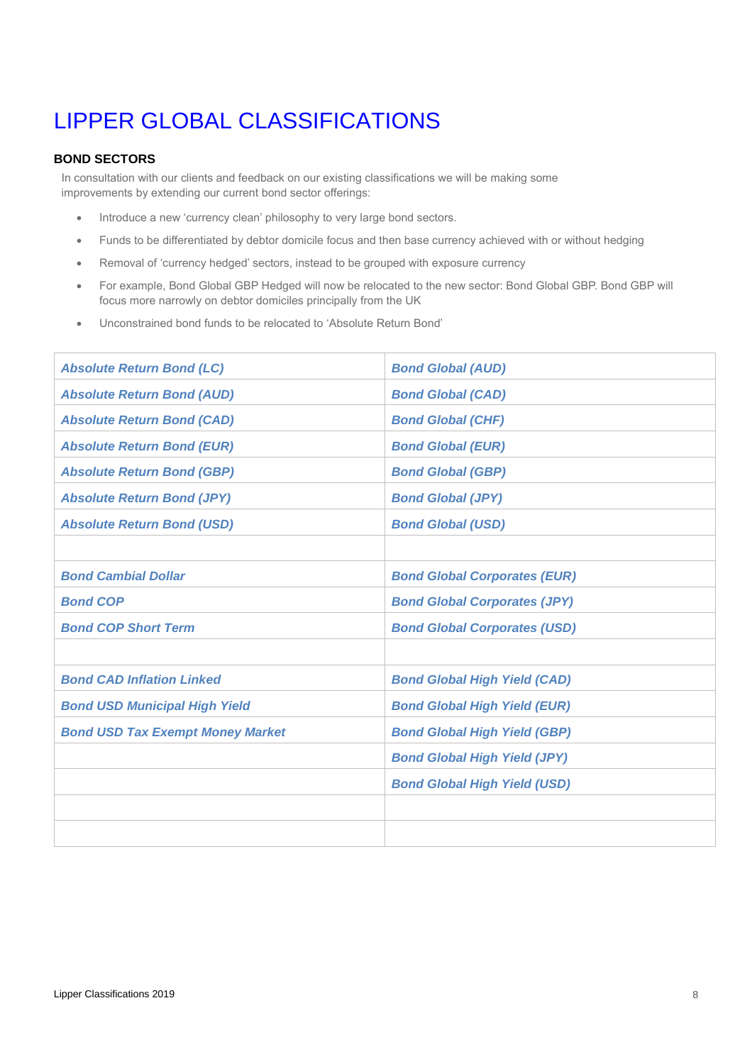# LIPPER GLOBAL CLASSIFICATIONS

## BOND SECTORS

In consultation with our clients and feedback on our existing classifications we will be making some improvements by extending our current bond sector offerings:

- Introduce a new 'currency clean' philosophy to very large bond sectors.
- Funds to be differentiated by debtor domicile focus and then base currency achieved with or without hedging
- Removal of 'currency hedged' sectors, instead to be grouped with exposure currency
- For example, Bond Global GBP Hedged will now be relocated to the new sector: Bond Global GBP. Bond GBP will focus more narrowly on debtor domiciles principally from the UK
- Unconstrained bond funds to be relocated to 'Absolute Return Bond'

| | |
|---|---|
| ***Absolute Return Bond (LC)*** | ***Bond Global (AUD)*** |
| ***Absolute Return Bond (AUD)*** | ***Bond Global (CAD)*** |
| ***Absolute Return Bond (CAD)*** | ***Bond Global (CHF)*** |
| ***Absolute Return Bond (EUR)*** | ***Bond Global (EUR)*** |
| ***Absolute Return Bond (GBP)*** | ***Bond Global (GBP)*** |
| ***Absolute Return Bond (JPY)*** | ***Bond Global (JPY)*** |
| ***Absolute Return Bond (USD)*** | ***Bond Global (USD)*** |
| | |
| ***Bond Cambial Dollar*** | ***Bond Global Corporates (EUR)*** |
| ***Bond COP*** | ***Bond Global Corporates (JPY)*** |
| ***Bond COP Short Term*** | ***Bond Global Corporates (USD)*** |
| | |
| ***Bond CAD Inflation Linked*** | ***Bond Global High Yield (CAD)*** |
| ***Bond USD Municipal High Yield*** | ***Bond Global High Yield (EUR)*** |
| ***Bond USD Tax Exempt Money Market*** | ***Bond Global High Yield (GBP)*** |
| | ***Bond Global High Yield (JPY)*** |
| | ***Bond Global High Yield (USD)*** |
| | |
| | |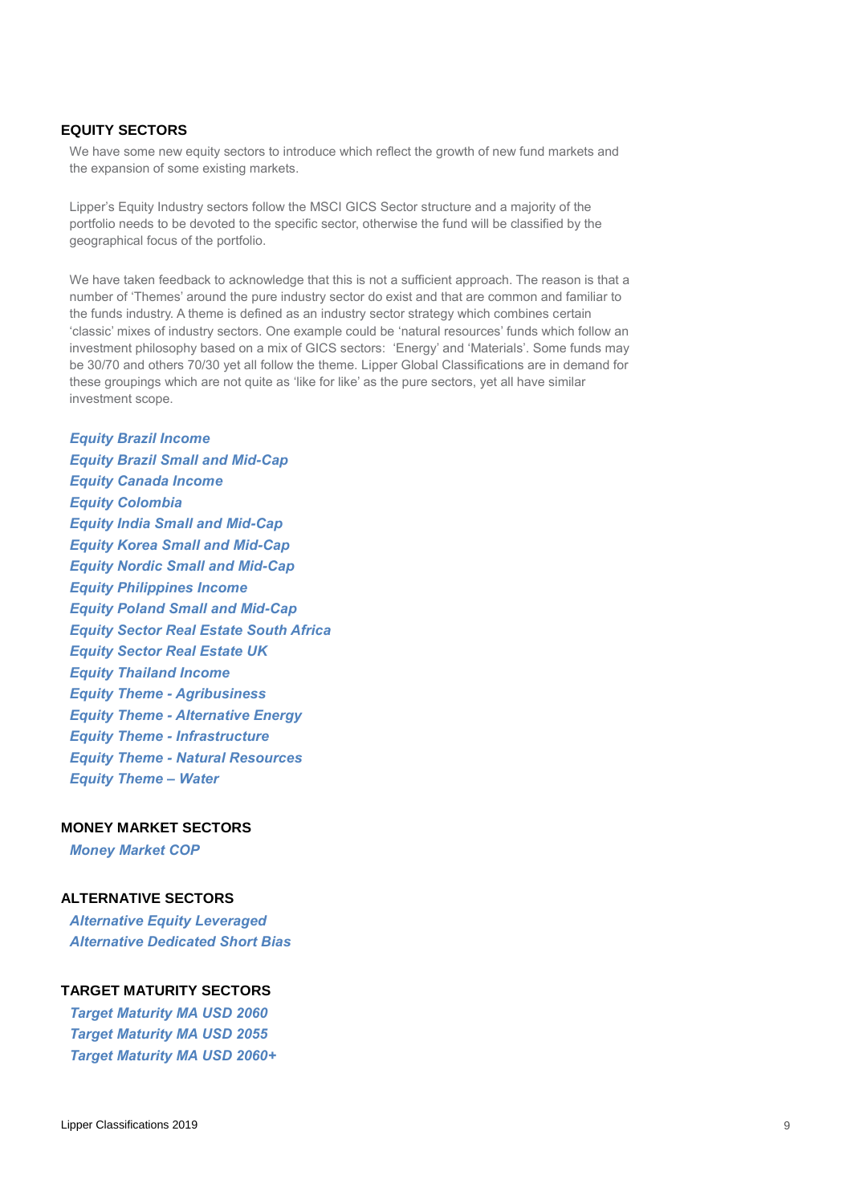## EQUITY SECTORS

We have some new equity sectors to introduce which reflect the growth of new fund markets and the expansion of some existing markets.

Lipper's Equity Industry sectors follow the MSCI GICS Sector structure and a majority of the portfolio needs to be devoted to the specific sector, otherwise the fund will be classified by the geographical focus of the portfolio.

We have taken feedback to acknowledge that this is not a sufficient approach. The reason is that a number of 'Themes' around the pure industry sector do exist and that are common and familiar to the funds industry. A theme is defined as an industry sector strategy which combines certain 'classic' mixes of industry sectors. One example could be 'natural resources' funds which follow an investment philosophy based on a mix of GICS sectors: 'Energy' and 'Materials'. Some funds may be 30/70 and others 70/30 yet all follow the theme. Lipper Global Classifications are in demand for these groupings which are not quite as 'like for like' as the pure sectors, yet all have similar investment scope.

***Equity Brazil Income***
***Equity Brazil Small and Mid-Cap***
***Equity Canada Income***
***Equity Colombia***
***Equity India Small and Mid-Cap***
***Equity Korea Small and Mid-Cap***
***Equity Nordic Small and Mid-Cap***
***Equity Philippines Income***
***Equity Poland Small and Mid-Cap***
***Equity Sector Real Estate South Africa***
***Equity Sector Real Estate UK***
***Equity Thailand Income***
***Equity Theme - Agribusiness***
***Equity Theme - Alternative Energy***
***Equity Theme - Infrastructure***
***Equity Theme - Natural Resources***
***Equity Theme – Water***

## MONEY MARKET SECTORS

***Money Market COP***

## ALTERNATIVE SECTORS

***Alternative Equity Leveraged***
***Alternative Dedicated Short Bias***

## TARGET MATURITY SECTORS

***Target Maturity MA USD 2060***
***Target Maturity MA USD 2055***
***Target Maturity MA USD 2060+***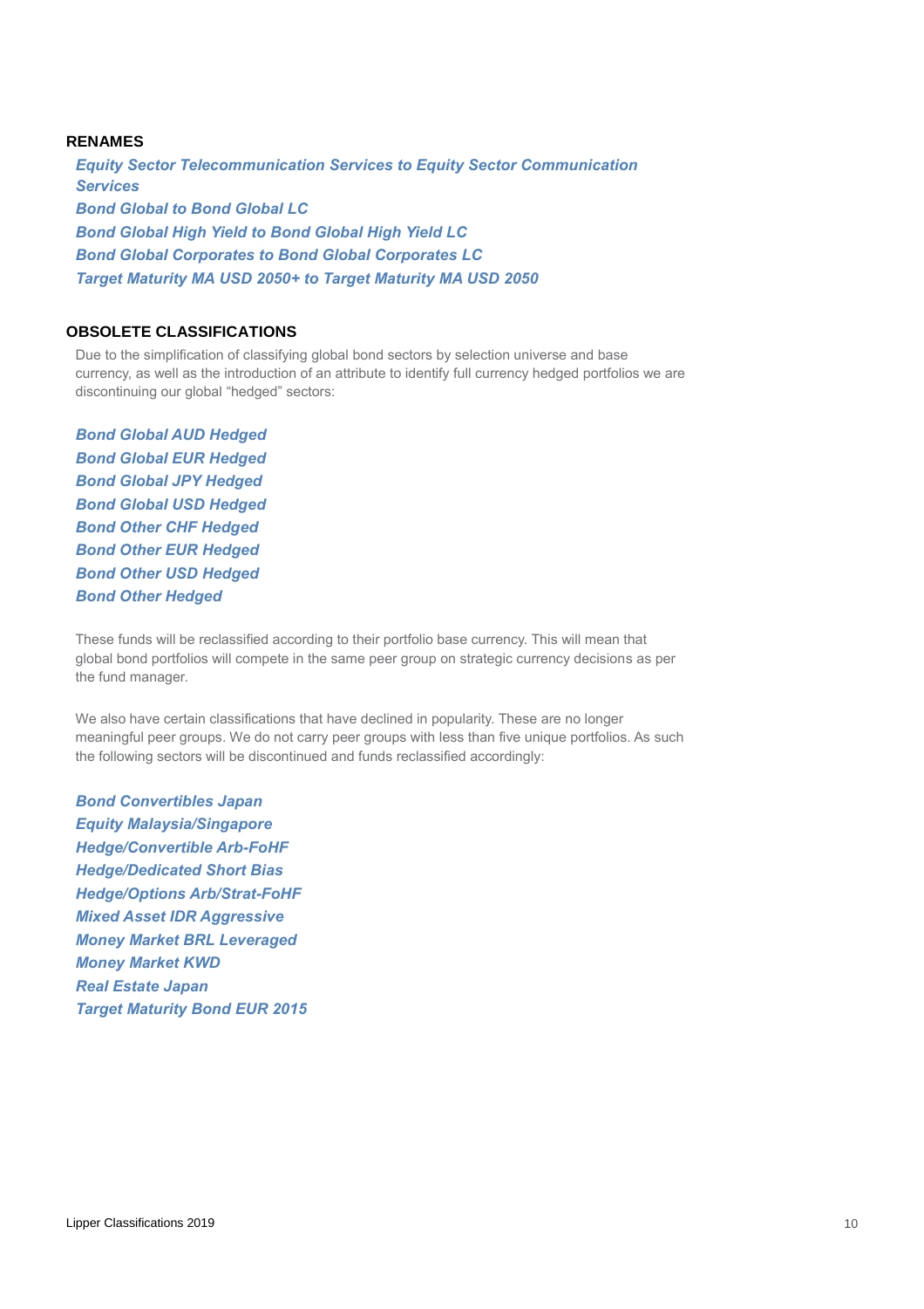## RENAMES

***Equity Sector Telecommunication Services to Equity Sector Communication Services***
***Bond Global to Bond Global LC***
***Bond Global High Yield to Bond Global High Yield LC***
***Bond Global Corporates to Bond Global Corporates LC***
***Target Maturity MA USD 2050+ to Target Maturity MA USD 2050***

## OBSOLETE CLASSIFICATIONS

Due to the simplification of classifying global bond sectors by selection universe and base currency, as well as the introduction of an attribute to identify full currency hedged portfolios we are discontinuing our global "hedged" sectors:

***Bond Global AUD Hedged***
***Bond Global EUR Hedged***
***Bond Global JPY Hedged***
***Bond Global USD Hedged***
***Bond Other CHF Hedged***
***Bond Other EUR Hedged***
***Bond Other USD Hedged***
***Bond Other Hedged***

These funds will be reclassified according to their portfolio base currency. This will mean that global bond portfolios will compete in the same peer group on strategic currency decisions as per the fund manager.

We also have certain classifications that have declined in popularity. These are no longer meaningful peer groups. We do not carry peer groups with less than five unique portfolios. As such the following sectors will be discontinued and funds reclassified accordingly:

***Bond Convertibles Japan***
***Equity Malaysia/Singapore***
***Hedge/Convertible Arb-FoHF***
***Hedge/Dedicated Short Bias***
***Hedge/Options Arb/Strat-FoHF***
***Mixed Asset IDR Aggressive***
***Money Market BRL Leveraged***
***Money Market KWD***
***Real Estate Japan***
***Target Maturity Bond EUR 2015***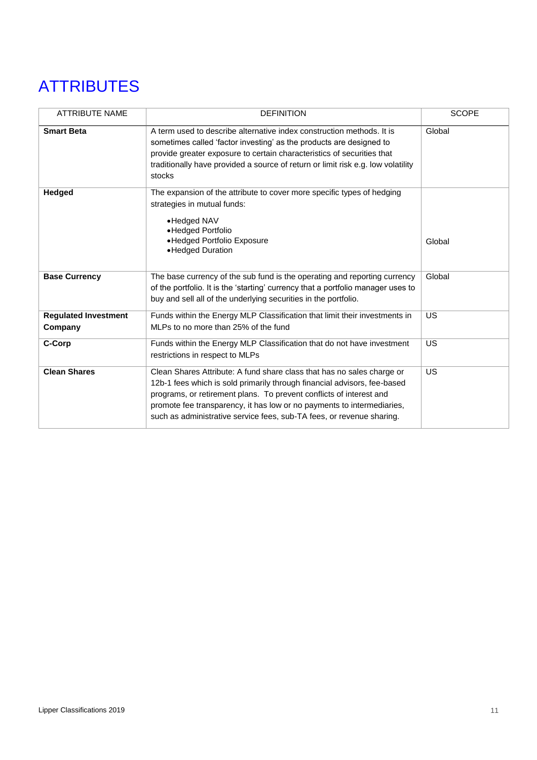# ATTRIBUTES

| ATTRIBUTE NAME | DEFINITION | SCOPE |
|---|---|---|
| **Smart Beta** | A term used to describe alternative index construction methods. It is sometimes called 'factor investing' as the products are designed to provide greater exposure to certain characteristics of securities that traditionally have provided a source of return or limit risk e.g. low volatility stocks | Global |
| **Hedged** | The expansion of the attribute to cover more specific types of hedging strategies in mutual funds: <br>• Hedged NAV <br>• Hedged Portfolio <br>• Hedged Portfolio Exposure <br>• Hedged Duration | Global |
| **Base Currency** | The base currency of the sub fund is the operating and reporting currency of the portfolio. It is the 'starting' currency that a portfolio manager uses to buy and sell all of the underlying securities in the portfolio. | Global |
| **Regulated Investment Company** | Funds within the Energy MLP Classification that limit their investments in MLPs to no more than 25% of the fund | US |
| **C-Corp** | Funds within the Energy MLP Classification that do not have investment restrictions in respect to MLPs | US |
| **Clean Shares** | Clean Shares Attribute: A fund share class that has no sales charge or 12b-1 fees which is sold primarily through financial advisors, fee-based programs, or retirement plans. To prevent conflicts of interest and promote fee transparency, it has low or no payments to intermediaries, such as administrative service fees, sub-TA fees, or revenue sharing. | US |